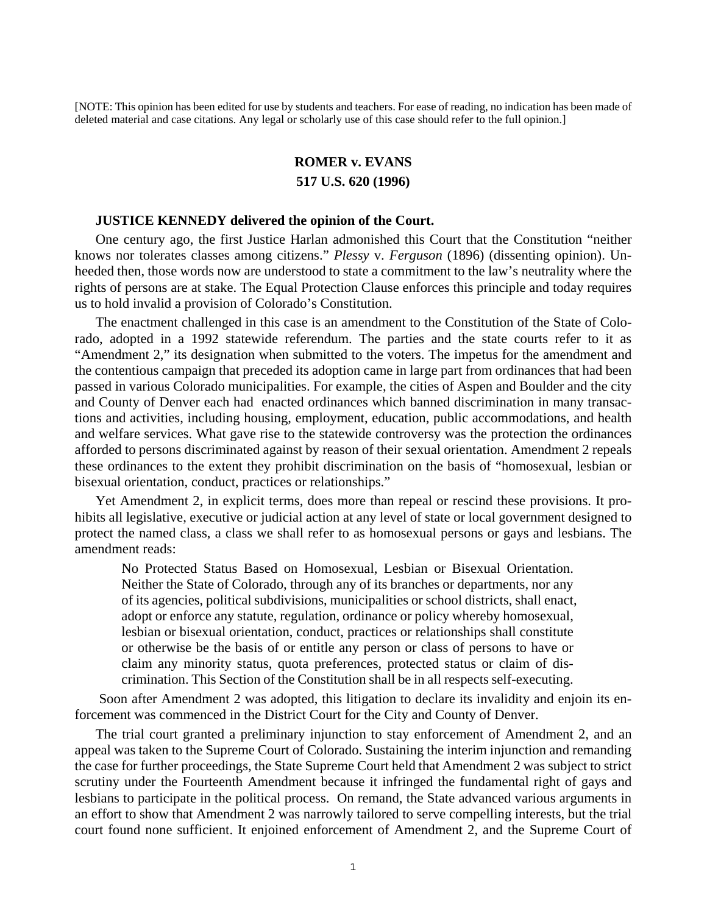[NOTE: This opinion has been edited for use by students and teachers. For ease of reading, no indication has been made of deleted material and case citations. Any legal or scholarly use of this case should refer to the full opinion.]

# ROMER v. EVANS

## 517 U.S. 620 (1996)

**JUSTICE KENNEDY delivered the opinion of the Court.**

One century ago, the first Justice Harlan admonished this Court that the Constitution "neither knows nor tolerates classes among citizens." *Plessy* v. *Ferguson* (1896) (dissenting opinion). Unheeded then, those words now are understood to state a commitment to the law's neutrality where the rights of persons are at stake. The Equal Protection Clause enforces this principle and today requires us to hold invalid a provision of Colorado's Constitution.

The enactment challenged in this case is an amendment to the Constitution of the State of Colorado, adopted in a 1992 statewide referendum. The parties and the state courts refer to it as "Amendment 2," its designation when submitted to the voters. The impetus for the amendment and the contentious campaign that preceded its adoption came in large part from ordinances that had been passed in various Colorado municipalities. For example, the cities of Aspen and Boulder and the city and County of Denver each had enacted ordinances which banned discrimination in many transactions and activities, including housing, employment, education, public accommodations, and health and welfare services. What gave rise to the statewide controversy was the protection the ordinances afforded to persons discriminated against by reason of their sexual orientation. Amendment 2 repeals these ordinances to the extent they prohibit discrimination on the basis of "homosexual, lesbian or bisexual orientation, conduct, practices or relationships."

Yet Amendment 2, in explicit terms, does more than repeal or rescind these provisions. It prohibits all legislative, executive or judicial action at any level of state or local government designed to protect the named class, a class we shall refer to as homosexual persons or gays and lesbians. The amendment reads:

> No Protected Status Based on Homosexual, Lesbian or Bisexual Orientation. Neither the State of Colorado, through any of its branches or departments, nor any of its agencies, political subdivisions, municipalities or school districts, shall enact, adopt or enforce any statute, regulation, ordinance or policy whereby homosexual, lesbian or bisexual orientation, conduct, practices or relationships shall constitute or otherwise be the basis of or entitle any person or class of persons to have or claim any minority status, quota preferences, protected status or claim of discrimination. This Section of the Constitution shall be in all respects self-executing.

Soon after Amendment 2 was adopted, this litigation to declare its invalidity and enjoin its enforcement was commenced in the District Court for the City and County of Denver.

The trial court granted a preliminary injunction to stay enforcement of Amendment 2, and an appeal was taken to the Supreme Court of Colorado. Sustaining the interim injunction and remanding the case for further proceedings, the State Supreme Court held that Amendment 2 was subject to strict scrutiny under the Fourteenth Amendment because it infringed the fundamental right of gays and lesbians to participate in the political process. On remand, the State advanced various arguments in an effort to show that Amendment 2 was narrowly tailored to serve compelling interests, but the trial court found none sufficient. It enjoined enforcement of Amendment 2, and the Supreme Court of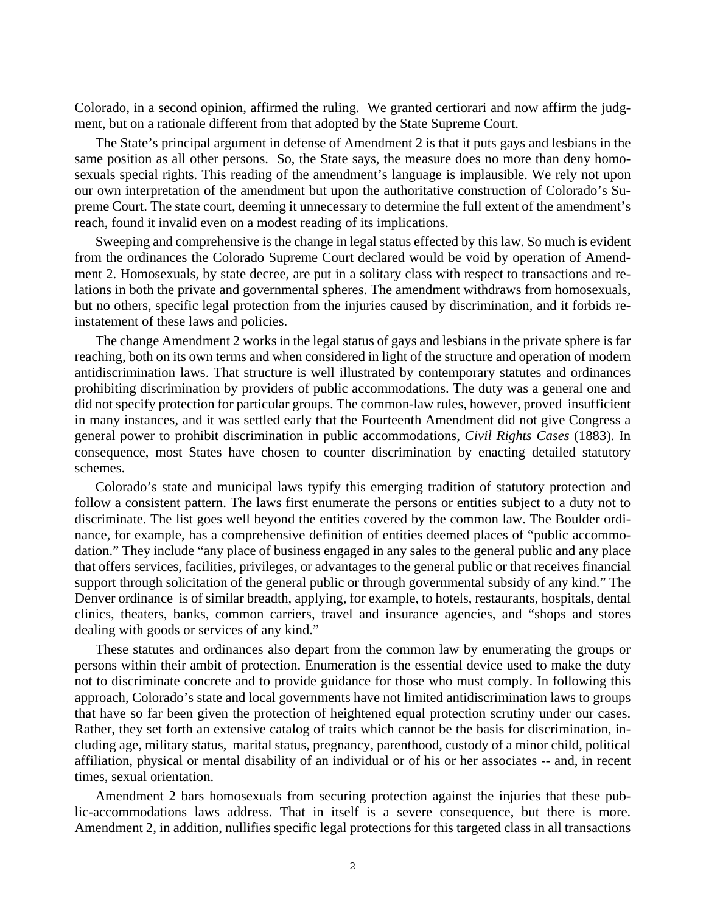Colorado, in a second opinion, affirmed the ruling. We granted certiorari and now affirm the judgment, but on a rationale different from that adopted by the State Supreme Court.

The State's principal argument in defense of Amendment 2 is that it puts gays and lesbians in the same position as all other persons. So, the State says, the measure does no more than deny homosexuals special rights. This reading of the amendment's language is implausible. We rely not upon our own interpretation of the amendment but upon the authoritative construction of Colorado's Supreme Court. The state court, deeming it unnecessary to determine the full extent of the amendment's reach, found it invalid even on a modest reading of its implications.

Sweeping and comprehensive is the change in legal status effected by this law. So much is evident from the ordinances the Colorado Supreme Court declared would be void by operation of Amendment 2. Homosexuals, by state decree, are put in a solitary class with respect to transactions and relations in both the private and governmental spheres. The amendment withdraws from homosexuals, but no others, specific legal protection from the injuries caused by discrimination, and it forbids reinstatement of these laws and policies.

The change Amendment 2 works in the legal status of gays and lesbians in the private sphere is far reaching, both on its own terms and when considered in light of the structure and operation of modern antidiscrimination laws. That structure is well illustrated by contemporary statutes and ordinances prohibiting discrimination by providers of public accommodations. The duty was a general one and did not specify protection for particular groups. The common-law rules, however, proved insufficient in many instances, and it was settled early that the Fourteenth Amendment did not give Congress a general power to prohibit discrimination in public accommodations, *Civil Rights Cases* (1883). In consequence, most States have chosen to counter discrimination by enacting detailed statutory schemes.

Colorado's state and municipal laws typify this emerging tradition of statutory protection and follow a consistent pattern. The laws first enumerate the persons or entities subject to a duty not to discriminate. The list goes well beyond the entities covered by the common law. The Boulder ordinance, for example, has a comprehensive definition of entities deemed places of "public accommodation." They include "any place of business engaged in any sales to the general public and any place that offers services, facilities, privileges, or advantages to the general public or that receives financial support through solicitation of the general public or through governmental subsidy of any kind." The Denver ordinance is of similar breadth, applying, for example, to hotels, restaurants, hospitals, dental clinics, theaters, banks, common carriers, travel and insurance agencies, and "shops and stores dealing with goods or services of any kind."

These statutes and ordinances also depart from the common law by enumerating the groups or persons within their ambit of protection. Enumeration is the essential device used to make the duty not to discriminate concrete and to provide guidance for those who must comply. In following this approach, Colorado's state and local governments have not limited antidiscrimination laws to groups that have so far been given the protection of heightened equal protection scrutiny under our cases. Rather, they set forth an extensive catalog of traits which cannot be the basis for discrimination, including age, military status, marital status, pregnancy, parenthood, custody of a minor child, political affiliation, physical or mental disability of an individual or of his or her associates -- and, in recent times, sexual orientation.

Amendment 2 bars homosexuals from securing protection against the injuries that these public-accommodations laws address. That in itself is a severe consequence, but there is more. Amendment 2, in addition, nullifies specific legal protections for this targeted class in all transactions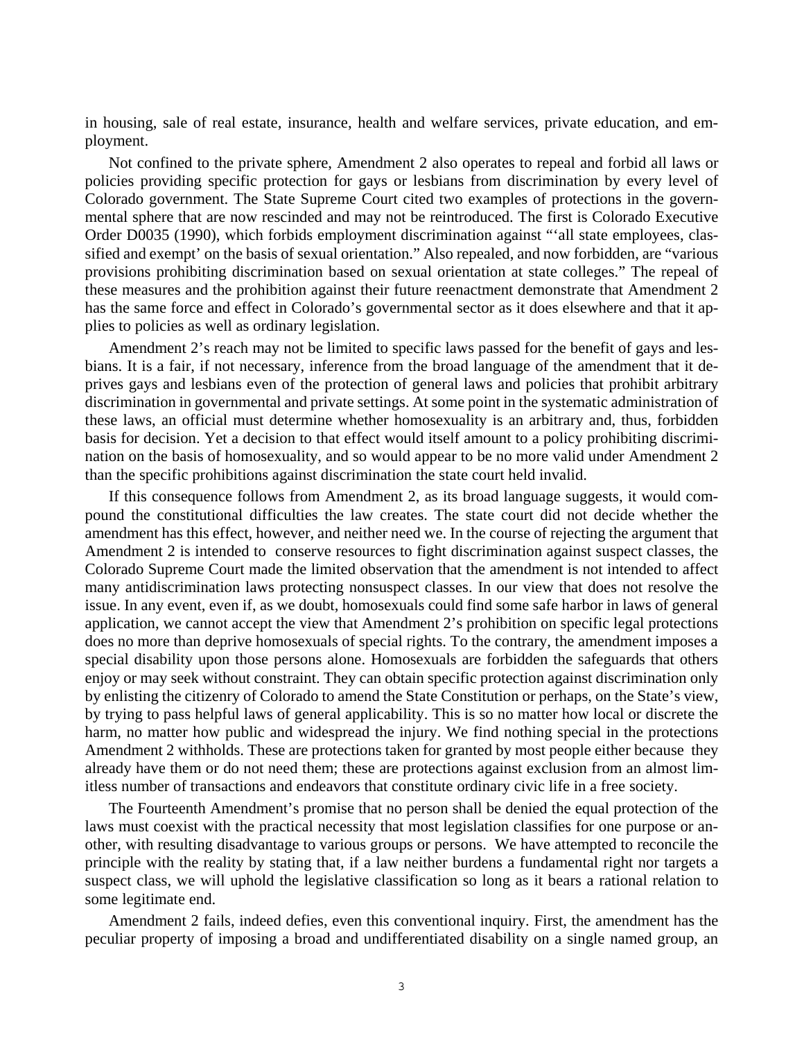in housing, sale of real estate, insurance, health and welfare services, private education, and employment.

Not confined to the private sphere, Amendment 2 also operates to repeal and forbid all laws or policies providing specific protection for gays or lesbians from discrimination by every level of Colorado government. The State Supreme Court cited two examples of protections in the governmental sphere that are now rescinded and may not be reintroduced. The first is Colorado Executive Order D0035 (1990), which forbids employment discrimination against "'all state employees, classified and exempt' on the basis of sexual orientation." Also repealed, and now forbidden, are "various provisions prohibiting discrimination based on sexual orientation at state colleges." The repeal of these measures and the prohibition against their future reenactment demonstrate that Amendment 2 has the same force and effect in Colorado's governmental sector as it does elsewhere and that it applies to policies as well as ordinary legislation.

Amendment 2's reach may not be limited to specific laws passed for the benefit of gays and lesbians. It is a fair, if not necessary, inference from the broad language of the amendment that it deprives gays and lesbians even of the protection of general laws and policies that prohibit arbitrary discrimination in governmental and private settings. At some point in the systematic administration of these laws, an official must determine whether homosexuality is an arbitrary and, thus, forbidden basis for decision. Yet a decision to that effect would itself amount to a policy prohibiting discrimination on the basis of homosexuality, and so would appear to be no more valid under Amendment 2 than the specific prohibitions against discrimination the state court held invalid.

If this consequence follows from Amendment 2, as its broad language suggests, it would compound the constitutional difficulties the law creates. The state court did not decide whether the amendment has this effect, however, and neither need we. In the course of rejecting the argument that Amendment 2 is intended to conserve resources to fight discrimination against suspect classes, the Colorado Supreme Court made the limited observation that the amendment is not intended to affect many antidiscrimination laws protecting nonsuspect classes. In our view that does not resolve the issue. In any event, even if, as we doubt, homosexuals could find some safe harbor in laws of general application, we cannot accept the view that Amendment 2's prohibition on specific legal protections does no more than deprive homosexuals of special rights. To the contrary, the amendment imposes a special disability upon those persons alone. Homosexuals are forbidden the safeguards that others enjoy or may seek without constraint. They can obtain specific protection against discrimination only by enlisting the citizenry of Colorado to amend the State Constitution or perhaps, on the State's view, by trying to pass helpful laws of general applicability. This is so no matter how local or discrete the harm, no matter how public and widespread the injury. We find nothing special in the protections Amendment 2 withholds. These are protections taken for granted by most people either because they already have them or do not need them; these are protections against exclusion from an almost limitless number of transactions and endeavors that constitute ordinary civic life in a free society.

The Fourteenth Amendment's promise that no person shall be denied the equal protection of the laws must coexist with the practical necessity that most legislation classifies for one purpose or another, with resulting disadvantage to various groups or persons. We have attempted to reconcile the principle with the reality by stating that, if a law neither burdens a fundamental right nor targets a suspect class, we will uphold the legislative classification so long as it bears a rational relation to some legitimate end.

Amendment 2 fails, indeed defies, even this conventional inquiry. First, the amendment has the peculiar property of imposing a broad and undifferentiated disability on a single named group, an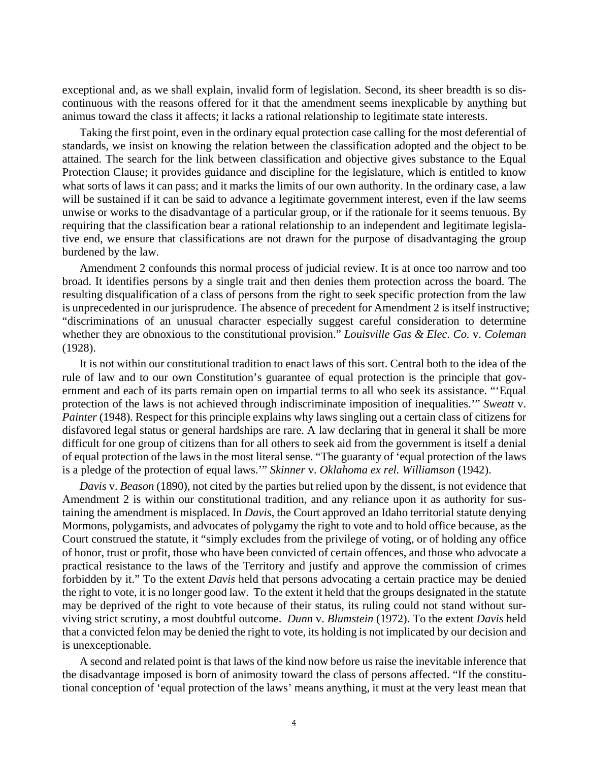exceptional and, as we shall explain, invalid form of legislation. Second, its sheer breadth is so discontinuous with the reasons offered for it that the amendment seems inexplicable by anything but animus toward the class it affects; it lacks a rational relationship to legitimate state interests.

Taking the first point, even in the ordinary equal protection case calling for the most deferential of standards, we insist on knowing the relation between the classification adopted and the object to be attained. The search for the link between classification and objective gives substance to the Equal Protection Clause; it provides guidance and discipline for the legislature, which is entitled to know what sorts of laws it can pass; and it marks the limits of our own authority. In the ordinary case, a law will be sustained if it can be said to advance a legitimate government interest, even if the law seems unwise or works to the disadvantage of a particular group, or if the rationale for it seems tenuous. By requiring that the classification bear a rational relationship to an independent and legitimate legislative end, we ensure that classifications are not drawn for the purpose of disadvantaging the group burdened by the law.

Amendment 2 confounds this normal process of judicial review. It is at once too narrow and too broad. It identifies persons by a single trait and then denies them protection across the board. The resulting disqualification of a class of persons from the right to seek specific protection from the law is unprecedented in our jurisprudence. The absence of precedent for Amendment 2 is itself instructive; "discriminations of an unusual character especially suggest careful consideration to determine whether they are obnoxious to the constitutional provision." *Louisville Gas & Elec. Co.* v. *Coleman* (1928).

It is not within our constitutional tradition to enact laws of this sort. Central both to the idea of the rule of law and to our own Constitution's guarantee of equal protection is the principle that government and each of its parts remain open on impartial terms to all who seek its assistance. "'Equal protection of the laws is not achieved through indiscriminate imposition of inequalities.'" *Sweatt* v. *Painter* (1948). Respect for this principle explains why laws singling out a certain class of citizens for disfavored legal status or general hardships are rare. A law declaring that in general it shall be more difficult for one group of citizens than for all others to seek aid from the government is itself a denial of equal protection of the laws in the most literal sense. "The guaranty of 'equal protection of the laws is a pledge of the protection of equal laws.'" *Skinner* v. *Oklahoma ex rel. Williamson* (1942).

*Davis* v. *Beason* (1890), not cited by the parties but relied upon by the dissent, is not evidence that Amendment 2 is within our constitutional tradition, and any reliance upon it as authority for sustaining the amendment is misplaced. In *Davis*, the Court approved an Idaho territorial statute denying Mormons, polygamists, and advocates of polygamy the right to vote and to hold office because, as the Court construed the statute, it "simply excludes from the privilege of voting, or of holding any office of honor, trust or profit, those who have been convicted of certain offences, and those who advocate a practical resistance to the laws of the Territory and justify and approve the commission of crimes forbidden by it." To the extent *Davis* held that persons advocating a certain practice may be denied the right to vote, it is no longer good law. To the extent it held that the groups designated in the statute may be deprived of the right to vote because of their status, its ruling could not stand without surviving strict scrutiny, a most doubtful outcome. *Dunn* v. *Blumstein* (1972). To the extent *Davis* held that a convicted felon may be denied the right to vote, its holding is not implicated by our decision and is unexceptionable.

A second and related point is that laws of the kind now before us raise the inevitable inference that the disadvantage imposed is born of animosity toward the class of persons affected. "If the constitutional conception of 'equal protection of the laws' means anything, it must at the very least mean that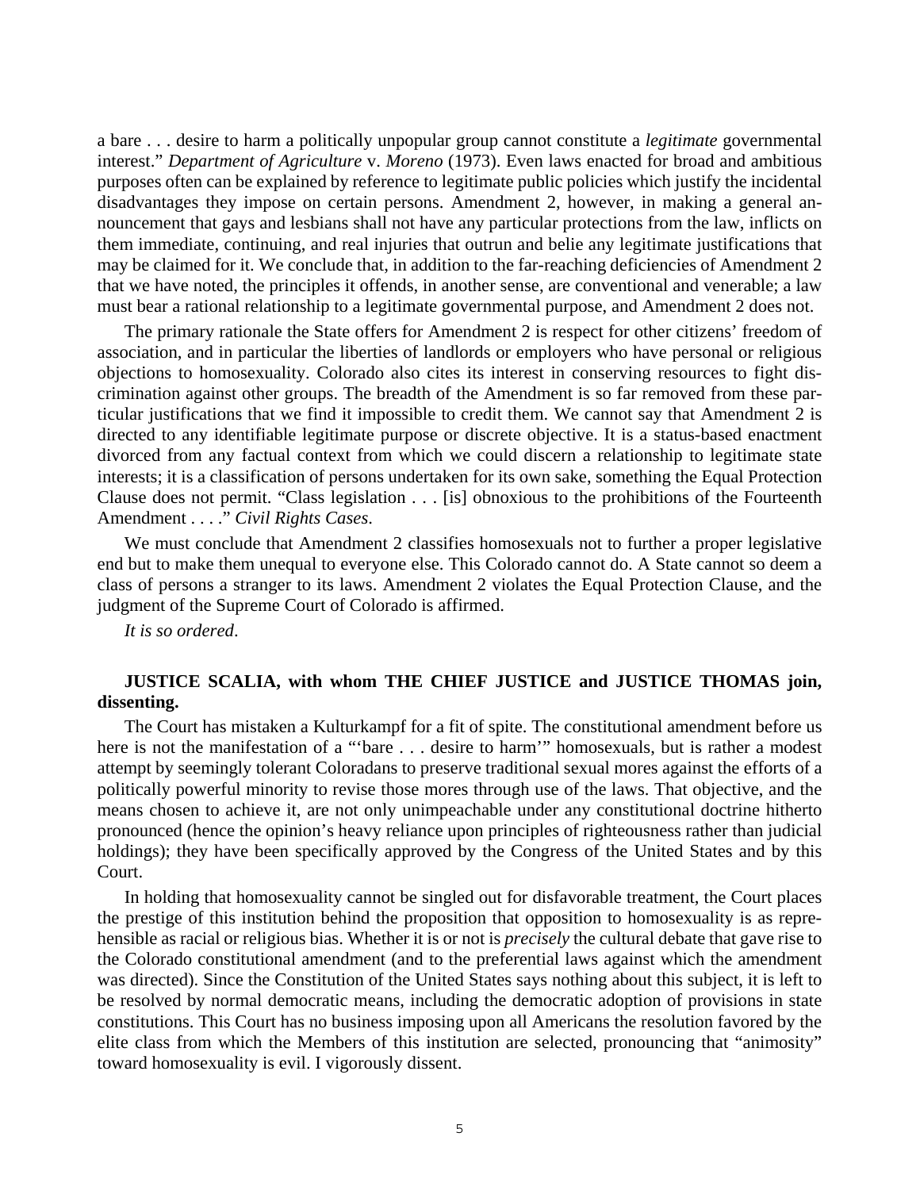a bare . . . desire to harm a politically unpopular group cannot constitute a *legitimate* governmental interest." *Department of Agriculture* v. *Moreno* (1973). Even laws enacted for broad and ambitious purposes often can be explained by reference to legitimate public policies which justify the incidental disadvantages they impose on certain persons. Amendment 2, however, in making a general announcement that gays and lesbians shall not have any particular protections from the law, inflicts on them immediate, continuing, and real injuries that outrun and belie any legitimate justifications that may be claimed for it. We conclude that, in addition to the far-reaching deficiencies of Amendment 2 that we have noted, the principles it offends, in another sense, are conventional and venerable; a law must bear a rational relationship to a legitimate governmental purpose, and Amendment 2 does not.

The primary rationale the State offers for Amendment 2 is respect for other citizens' freedom of association, and in particular the liberties of landlords or employers who have personal or religious objections to homosexuality. Colorado also cites its interest in conserving resources to fight discrimination against other groups. The breadth of the Amendment is so far removed from these particular justifications that we find it impossible to credit them. We cannot say that Amendment 2 is directed to any identifiable legitimate purpose or discrete objective. It is a status-based enactment divorced from any factual context from which we could discern a relationship to legitimate state interests; it is a classification of persons undertaken for its own sake, something the Equal Protection Clause does not permit. "Class legislation . . . [is] obnoxious to the prohibitions of the Fourteenth Amendment . . . ." *Civil Rights Cases*.

We must conclude that Amendment 2 classifies homosexuals not to further a proper legislative end but to make them unequal to everyone else. This Colorado cannot do. A State cannot so deem a class of persons a stranger to its laws. Amendment 2 violates the Equal Protection Clause, and the judgment of the Supreme Court of Colorado is affirmed.

*It is so ordered*.

**JUSTICE SCALIA, with whom THE CHIEF JUSTICE and JUSTICE THOMAS join, dissenting.**

The Court has mistaken a Kulturkampf for a fit of spite. The constitutional amendment before us here is not the manifestation of a "'bare . . . desire to harm'" homosexuals, but is rather a modest attempt by seemingly tolerant Coloradans to preserve traditional sexual mores against the efforts of a politically powerful minority to revise those mores through use of the laws. That objective, and the means chosen to achieve it, are not only unimpeachable under any constitutional doctrine hitherto pronounced (hence the opinion's heavy reliance upon principles of righteousness rather than judicial holdings); they have been specifically approved by the Congress of the United States and by this Court.

In holding that homosexuality cannot be singled out for disfavorable treatment, the Court places the prestige of this institution behind the proposition that opposition to homosexuality is as reprehensible as racial or religious bias. Whether it is or not is *precisely* the cultural debate that gave rise to the Colorado constitutional amendment (and to the preferential laws against which the amendment was directed). Since the Constitution of the United States says nothing about this subject, it is left to be resolved by normal democratic means, including the democratic adoption of provisions in state constitutions. This Court has no business imposing upon all Americans the resolution favored by the elite class from which the Members of this institution are selected, pronouncing that "animosity" toward homosexuality is evil. I vigorously dissent.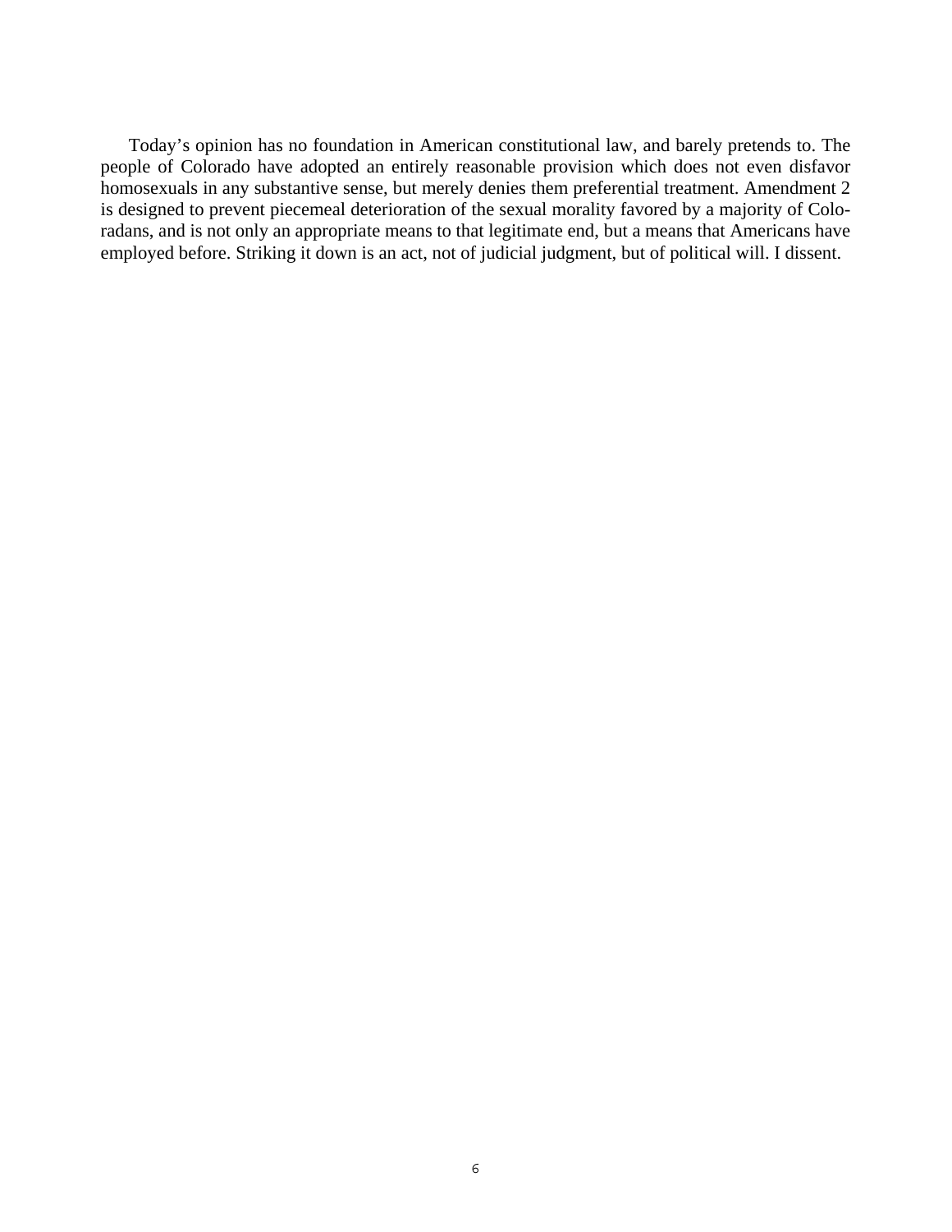Today's opinion has no foundation in American constitutional law, and barely pretends to. The people of Colorado have adopted an entirely reasonable provision which does not even disfavor homosexuals in any substantive sense, but merely denies them preferential treatment. Amendment 2 is designed to prevent piecemeal deterioration of the sexual morality favored by a majority of Coloradans, and is not only an appropriate means to that legitimate end, but a means that Americans have employed before. Striking it down is an act, not of judicial judgment, but of political will. I dissent.